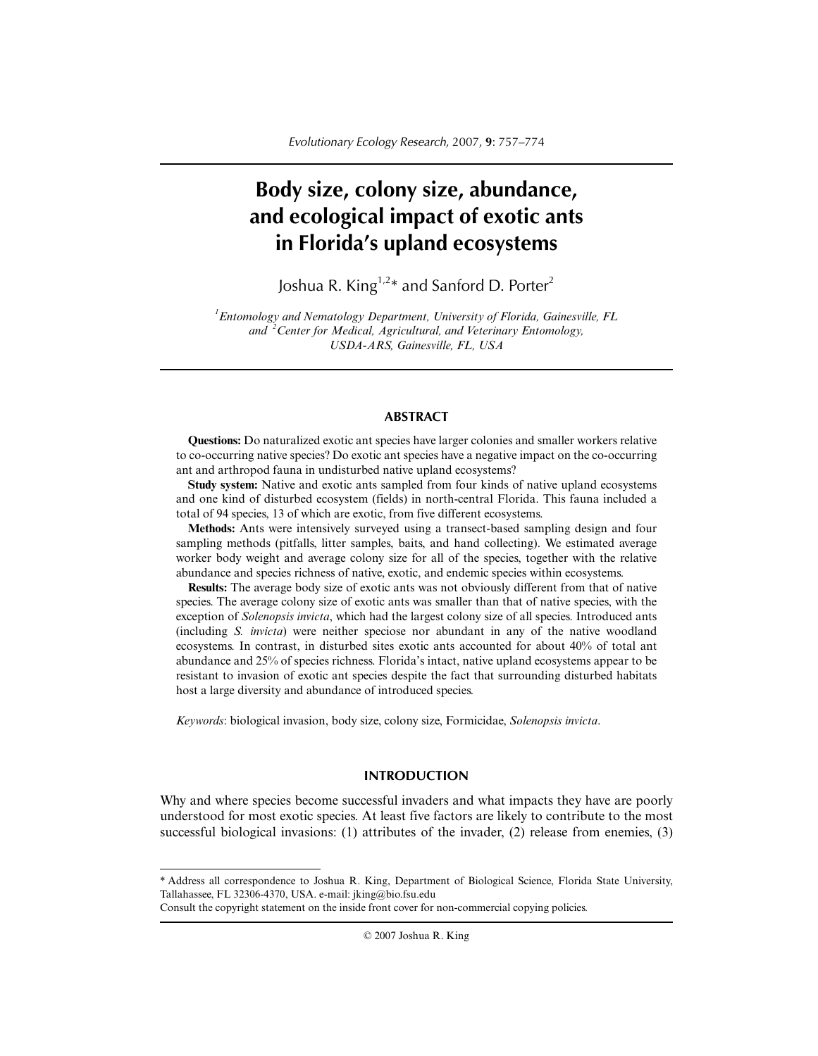# Body size, colony size, abundance, and ecological impact of exotic ants in Florida's upland ecosystems

Joshua R. King[1,2]* and Sanford D. Porter[2]

[1]*Entomology and Nematology Department, University of Florida, Gainesville, FL and* [2]*Center for Medical, Agricultural, and Veterinary Entomology, USDA-ARS, Gainesville, FL, USA*

## ABSTRACT

**Questions:** Do naturalized exotic ant species have larger colonies and smaller workers relative to co-occurring native species? Do exotic ant species have a negative impact on the co-occurring ant and arthropod fauna in undisturbed native upland ecosystems?

**Study system:** Native and exotic ants sampled from four kinds of native upland ecosystems and one kind of disturbed ecosystem (fields) in north-central Florida. This fauna included a total of 94 species, 13 of which are exotic, from five different ecosystems.

**Methods:** Ants were intensively surveyed using a transect-based sampling design and four sampling methods (pitfalls, litter samples, baits, and hand collecting). We estimated average worker body weight and average colony size for all of the species, together with the relative abundance and species richness of native, exotic, and endemic species within ecosystems.

**Results:** The average body size of exotic ants was not obviously different from that of native species. The average colony size of exotic ants was smaller than that of native species, with the exception of *Solenopsis invicta*, which had the largest colony size of all species. Introduced ants (including *S. invicta*) were neither speciose nor abundant in any of the native woodland ecosystems. In contrast, in disturbed sites exotic ants accounted for about 40% of total ant abundance and 25% of species richness. Florida's intact, native upland ecosystems appear to be resistant to invasion of exotic ant species despite the fact that surrounding disturbed habitats host a large diversity and abundance of introduced species.

*Keywords*: biological invasion, body size, colony size, Formicidae, *Solenopsis invicta*.

## INTRODUCTION

Why and where species become successful invaders and what impacts they have are poorly understood for most exotic species. At least five factors are likely to contribute to the most successful biological invasions: (1) attributes of the invader, (2) release from enemies, (3)

---

* Address all correspondence to Joshua R. King, Department of Biological Science, Florida State University, Tallahassee, FL 32306-4370, USA. e-mail: jking@bio.fsu.edu

Consult the copyright statement on the inside front cover for non-commercial copying policies.

© 2007 Joshua R. King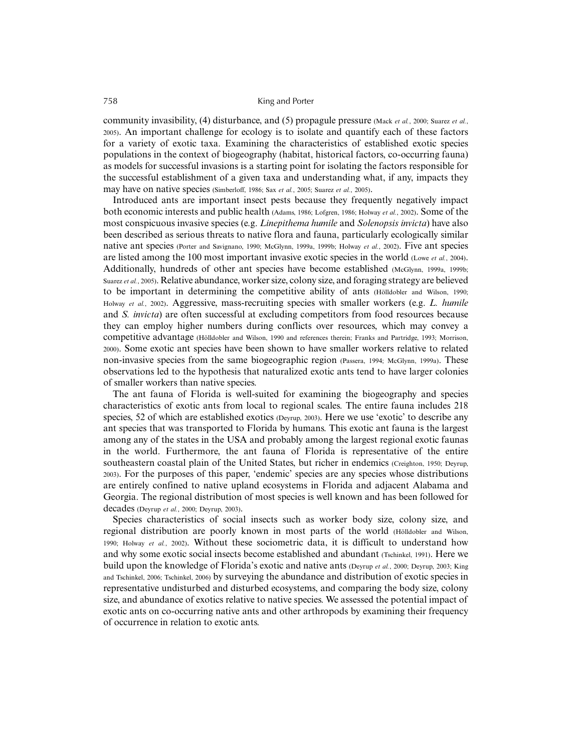community invasibility, (4) disturbance, and (5) propagule pressure (Mack *et al.*, 2000; Suarez *et al.*, 2005). An important challenge for ecology is to isolate and quantify each of these factors for a variety of exotic taxa. Examining the characteristics of established exotic species populations in the context of biogeography (habitat, historical factors, co-occurring fauna) as models for successful invasions is a starting point for isolating the factors responsible for the successful establishment of a given taxa and understanding what, if any, impacts they may have on native species (Simberloff, 1986; Sax *et al.*, 2005; Suarez *et al.*, 2005).

Introduced ants are important insect pests because they frequently negatively impact both economic interests and public health (Adams, 1986; Lofgren, 1986; Holway *et al.*, 2002). Some of the most conspicuous invasive species (e.g. *Linepithema humile* and *Solenopsis invicta*) have also been described as serious threats to native flora and fauna, particularly ecologically similar native ant species (Porter and Savignano, 1990; McGlynn, 1999a, 1999b; Holway *et al.*, 2002). Five ant species are listed among the 100 most important invasive exotic species in the world (Lowe *et al.*, 2004). Additionally, hundreds of other ant species have become established (McGlynn, 1999a, 1999b; Suarez *et al.*, 2005). Relative abundance, worker size, colony size, and foraging strategy are believed to be important in determining the competitive ability of ants (Hölldobler and Wilson, 1990; Holway *et al.*, 2002). Aggressive, mass-recruiting species with smaller workers (e.g. *L. humile* and *S. invicta*) are often successful at excluding competitors from food resources because they can employ higher numbers during conflicts over resources, which may convey a competitive advantage (Hölldobler and Wilson, 1990 and references therein; Franks and Partridge, 1993; Morrison, 2000). Some exotic ant species have been shown to have smaller workers relative to related non-invasive species from the same biogeographic region (Passera, 1994; McGlynn, 1999a). These observations led to the hypothesis that naturalized exotic ants tend to have larger colonies of smaller workers than native species.

The ant fauna of Florida is well-suited for examining the biogeography and species characteristics of exotic ants from local to regional scales. The entire fauna includes 218 species, 52 of which are established exotics (Deyrup, 2003). Here we use 'exotic' to describe any ant species that was transported to Florida by humans. This exotic ant fauna is the largest among any of the states in the USA and probably among the largest regional exotic faunas in the world. Furthermore, the ant fauna of Florida is representative of the entire southeastern coastal plain of the United States, but richer in endemics (Creighton, 1950; Deyrup, 2003). For the purposes of this paper, 'endemic' species are any species whose distributions are entirely confined to native upland ecosystems in Florida and adjacent Alabama and Georgia. The regional distribution of most species is well known and has been followed for decades (Deyrup *et al.*, 2000; Deyrup, 2003).

Species characteristics of social insects such as worker body size, colony size, and regional distribution are poorly known in most parts of the world (Hölldobler and Wilson, 1990; Holway *et al.*, 2002). Without these sociometric data, it is difficult to understand how and why some exotic social insects become established and abundant (Tschinkel, 1991). Here we build upon the knowledge of Florida's exotic and native ants (Deyrup *et al.*, 2000; Deyrup, 2003; King and Tschinkel, 2006; Tschinkel, 2006) by surveying the abundance and distribution of exotic species in representative undisturbed and disturbed ecosystems, and comparing the body size, colony size, and abundance of exotics relative to native species. We assessed the potential impact of exotic ants on co-occurring native ants and other arthropods by examining their frequency of occurrence in relation to exotic ants.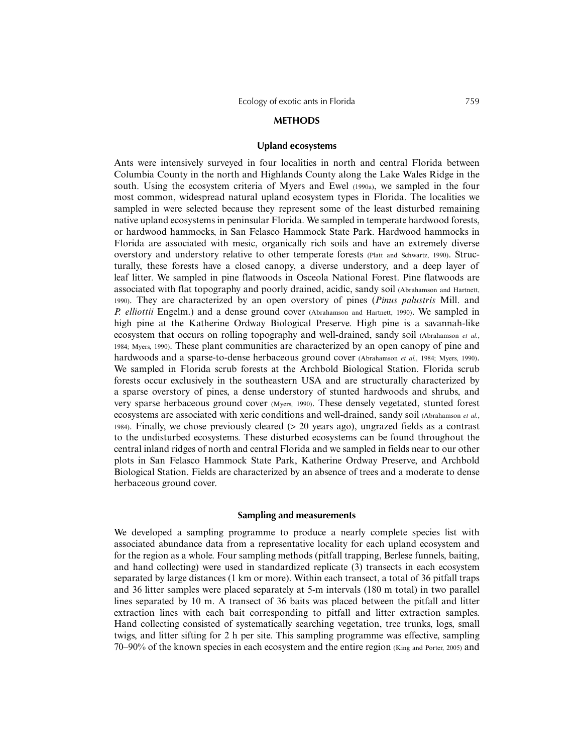## METHODS

### Upland ecosystems

Ants were intensively surveyed in four localities in north and central Florida between Columbia County in the north and Highlands County along the Lake Wales Ridge in the south. Using the ecosystem criteria of Myers and Ewel (1990a), we sampled in the four most common, widespread natural upland ecosystem types in Florida. The localities we sampled in were selected because they represent some of the least disturbed remaining native upland ecosystems in peninsular Florida. We sampled in temperate hardwood forests, or hardwood hammocks, in San Felasco Hammock State Park. Hardwood hammocks in Florida are associated with mesic, organically rich soils and have an extremely diverse overstory and understory relative to other temperate forests (Platt and Schwartz, 1990). Structurally, these forests have a closed canopy, a diverse understory, and a deep layer of leaf litter. We sampled in pine flatwoods in Osceola National Forest. Pine flatwoods are associated with flat topography and poorly drained, acidic, sandy soil (Abrahamson and Hartnett, 1990). They are characterized by an open overstory of pines (*Pinus palustris* Mill. and *P. elliottii* Engelm.) and a dense ground cover (Abrahamson and Hartnett, 1990). We sampled in high pine at the Katherine Ordway Biological Preserve. High pine is a savannah-like ecosystem that occurs on rolling topography and well-drained, sandy soil (Abrahamson *et al.*, 1984; Myers, 1990). These plant communities are characterized by an open canopy of pine and hardwoods and a sparse-to-dense herbaceous ground cover (Abrahamson *et al.*, 1984; Myers, 1990). We sampled in Florida scrub forests at the Archbold Biological Station. Florida scrub forests occur exclusively in the southeastern USA and are structurally characterized by a sparse overstory of pines, a dense understory of stunted hardwoods and shrubs, and very sparse herbaceous ground cover (Myers, 1990). These densely vegetated, stunted forest ecosystems are associated with xeric conditions and well-drained, sandy soil (Abrahamson *et al.*, 1984). Finally, we chose previously cleared (> 20 years ago), ungrazed fields as a contrast to the undisturbed ecosystems. These disturbed ecosystems can be found throughout the central inland ridges of north and central Florida and we sampled in fields near to our other plots in San Felasco Hammock State Park, Katherine Ordway Preserve, and Archbold Biological Station. Fields are characterized by an absence of trees and a moderate to dense herbaceous ground cover.

### Sampling and measurements

We developed a sampling programme to produce a nearly complete species list with associated abundance data from a representative locality for each upland ecosystem and for the region as a whole. Four sampling methods (pitfall trapping, Berlese funnels, baiting, and hand collecting) were used in standardized replicate (3) transects in each ecosystem separated by large distances (1 km or more). Within each transect, a total of 36 pitfall traps and 36 litter samples were placed separately at 5-m intervals (180 m total) in two parallel lines separated by 10 m. A transect of 36 baits was placed between the pitfall and litter extraction lines with each bait corresponding to pitfall and litter extraction samples. Hand collecting consisted of systematically searching vegetation, tree trunks, logs, small twigs, and litter sifting for 2 h per site. This sampling programme was effective, sampling 70–90% of the known species in each ecosystem and the entire region (King and Porter, 2005) and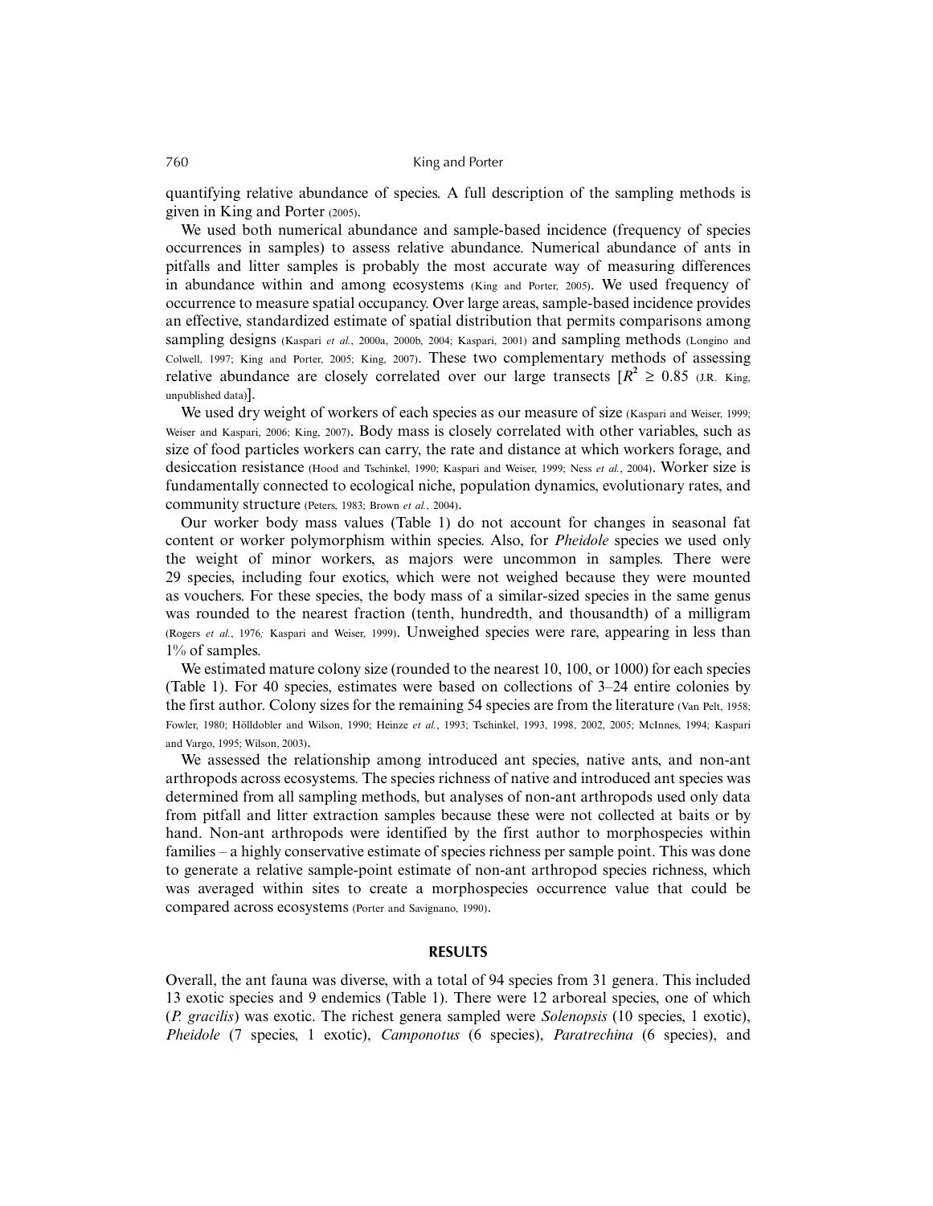quantifying relative abundance of species. A full description of the sampling methods is given in King and Porter (2005).

We used both numerical abundance and sample-based incidence (frequency of species occurrences in samples) to assess relative abundance. Numerical abundance of ants in pitfalls and litter samples is probably the most accurate way of measuring differences in abundance within and among ecosystems (King and Porter, 2005). We used frequency of occurrence to measure spatial occupancy. Over large areas, sample-based incidence provides an effective, standardized estimate of spatial distribution that permits comparisons among sampling designs (Kaspari *et al.*, 2000a, 2000b, 2004; Kaspari, 2001) and sampling methods (Longino and Colwell, 1997; King and Porter, 2005; King, 2007). These two complementary methods of assessing relative abundance are closely correlated over our large transects [$R^2 \geq 0.85$ (J.R. King, unpublished data)].

We used dry weight of workers of each species as our measure of size (Kaspari and Weiser, 1999; Weiser and Kaspari, 2006; King, 2007). Body mass is closely correlated with other variables, such as size of food particles workers can carry, the rate and distance at which workers forage, and desiccation resistance (Hood and Tschinkel, 1990; Kaspari and Weiser, 1999; Ness *et al.*, 2004). Worker size is fundamentally connected to ecological niche, population dynamics, evolutionary rates, and community structure (Peters, 1983; Brown *et al.*, 2004).

Our worker body mass values (Table 1) do not account for changes in seasonal fat content or worker polymorphism within species. Also, for *Pheidole* species we used only the weight of minor workers, as majors were uncommon in samples. There were 29 species, including four exotics, which were not weighed because they were mounted as vouchers. For these species, the body mass of a similar-sized species in the same genus was rounded to the nearest fraction (tenth, hundredth, and thousandth) of a milligram (Rogers *et al.*, 1976; Kaspari and Weiser, 1999). Unweighed species were rare, appearing in less than 1% of samples.

We estimated mature colony size (rounded to the nearest 10, 100, or 1000) for each species (Table 1). For 40 species, estimates were based on collections of 3–24 entire colonies by the first author. Colony sizes for the remaining 54 species are from the literature (Van Pelt, 1958; Fowler, 1980; Hölldobler and Wilson, 1990; Heinze *et al.*, 1993; Tschinkel, 1993, 1998, 2002, 2005; McInnes, 1994; Kaspari and Vargo, 1995; Wilson, 2003).

We assessed the relationship among introduced ant species, native ants, and non-ant arthropods across ecosystems. The species richness of native and introduced ant species was determined from all sampling methods, but analyses of non-ant arthropods used only data from pitfall and litter extraction samples because these were not collected at baits or by hand. Non-ant arthropods were identified by the first author to morphospecies within families – a highly conservative estimate of species richness per sample point. This was done to generate a relative sample-point estimate of non-ant arthropod species richness, which was averaged within sites to create a morphospecies occurrence value that could be compared across ecosystems (Porter and Savignano, 1990).

## RESULTS

Overall, the ant fauna was diverse, with a total of 94 species from 31 genera. This included 13 exotic species and 9 endemics (Table 1). There were 12 arboreal species, one of which (*P. gracilis*) was exotic. The richest genera sampled were *Solenopsis* (10 species, 1 exotic), *Pheidole* (7 species, 1 exotic), *Camponotus* (6 species), *Paratrechina* (6 species), and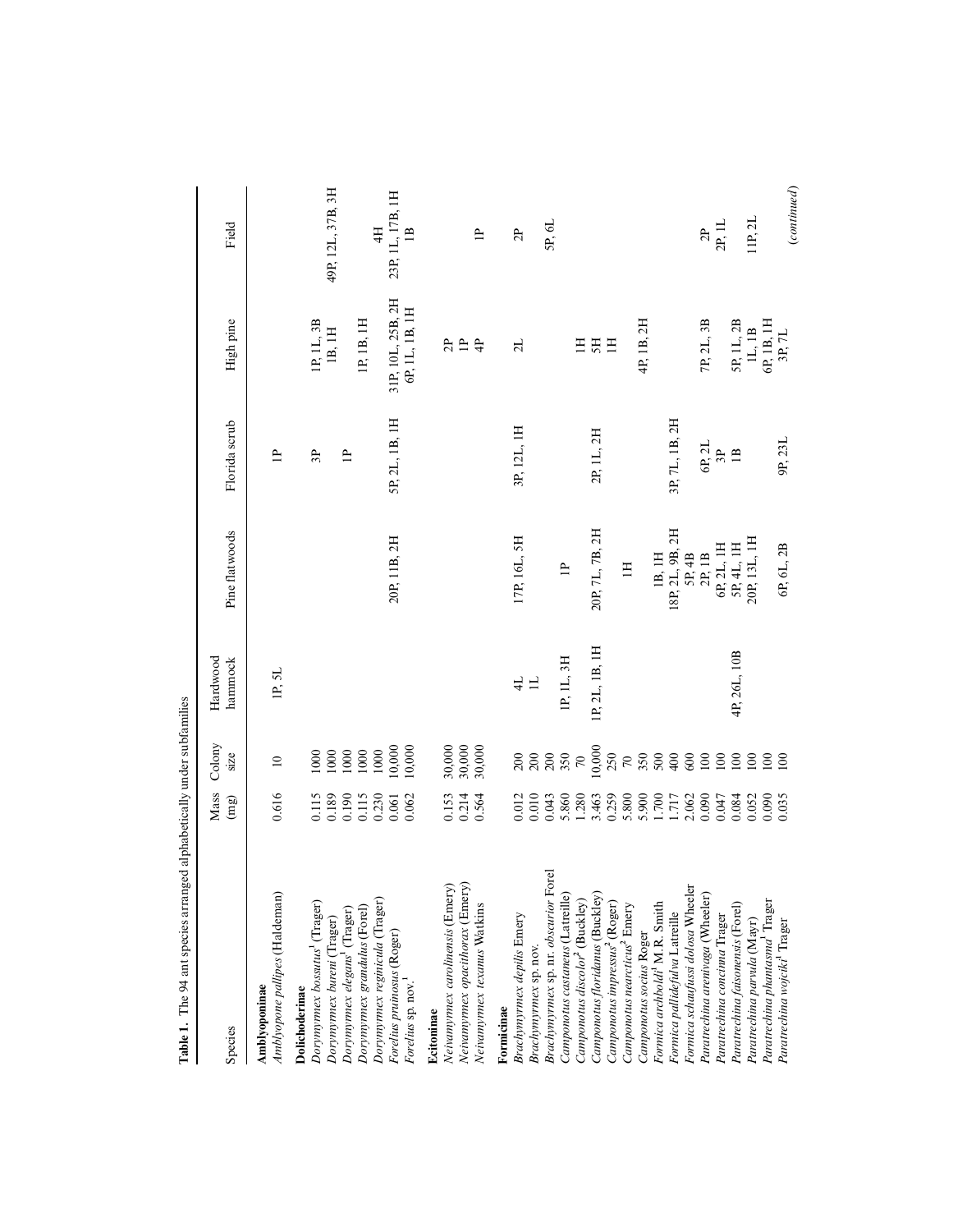**Table 1.** The 94 ant species arranged alphabetically under subfamilies

| Species | Mass (mg) | Colony size | Hardwood hammock | Pine flatwoods | Florida scrub | High pine | Field |
|---|---|---|---|---|---|---|---|
| **Amblyoponinae** | | | | | | | |
| *Amblyopone pallipes* (Haldeman) | 0.616 | 10 | 1P, 5L | | 1P | | |
| **Dolichoderinae** | | | | | | | |
| *Dorymyrmex bossutus*[1] (Trager) | 0.115 | 1000 | | | 3P | 1P, 1L, 3B | |
| *Dorymyrmex bureni* (Trager) | 0.189 | 1000 | | | | 1B, 1H | 49P, 12L, 37B, 3H |
| *Dorymyrmex elegans*[1] (Trager) | 0.190 | 1000 | | | 1P | | |
| *Dorymyrmex grandulus* (Forel) | 0.115 | 1000 | | | | 1P, 1B, 1H | |
| *Dorymyrmex reginicula* (Trager) | 0.230 | 1000 | | | | | 4H |
| *Forelius pruinosus* (Roger) | 0.061 | 10,000 | | 20P, 11B, 2H | 5P, 2L, 1B, 1H | 31P, 10L, 25B, 2H | 23P, 1L, 17B, 1H |
| *Forelius* sp. nov.[1] | 0.062 | 10,000 | | | | 6P, 1L, 1B, 1H | 1B |
| **Ecitoninae** | | | | | | | |
| *Neivamyrmex carolinensis* (Emery) | 0.153 | 30,000 | | | | 2P | |
| *Neivamyrmex opacithorax* (Emery) | 0.214 | 30,000 | | | | 1P | |
| *Neivamyrmex texanus* Watkins | 0.564 | 30,000 | | | | 4P | 1P |
| **Formicinae** | | | | | | | |
| *Brachymyrmex depilis* Emery | 0.012 | 200 | 4L | 17P, 16L, 5H | 3P, 12L, 1H | 2L | 2P |
| *Brachymyrmex* sp. nov. | 0.010 | 200 | 1L | | | | |
| *Brachymyrmex* sp. nr. *obscurior* Forel | 0.043 | 200 | | 1P | | | 5P, 6L |
| *Camponotus castaneus* (Latreille) | 5.860 | 350 | 1P, 1L, 3H | | | | |
| *Camponotus discolor*[2] (Buckley) | 1.280 | 70 | | | | 1H | |
| *Camponotus floridanus* (Buckley) | 3.463 | 10,000 | 1P, 2L, 1B, 1H | 20P, 7L, 7B, 2H | 2P, 1L, 2H | 5H | |
| *Camponotus impressus*[2] (Roger) | 0.259 | 250 | | | | 1H | |
| *Camponotus nearcticus*[2] Emery | 5.800 | 70 | | 1H | | | |
| *Camponotus socius* Roger | 5.900 | 350 | | | | 4P, 1B, 2H | |
| *Formica archboldi*[1] M.R. Smith | 1.700 | 500 | | 1B, 1H | | | |
| *Formica pallidefulva* Latreille | 1.717 | 400 | | 18P, 2L, 9B, 2H | 3P, 7L, 1B, 2H | | |
| *Formica schaufussi dolosa* Wheeler | 2.062 | 600 | | 5P, 4B | | | |
| *Paratrechina arenivaga* (Wheeler) | 0.090 | 100 | | 2P, 1B | 6P, 2L | 7P, 2L, 3B | 2P |
| *Paratrechina concinna* Trager | 0.047 | 100 | | 6P, 2L, 1H | 3P | | 2P, 1L |
| *Paratrechina faisonensis* (Forel) | 0.084 | 100 | 4P, 26L, 10B | 5P, 4L, 1H | 1B | 5P, 1L, 2B | |
| *Paratrechina parvula* (Mayr) | 0.052 | 100 | | 20P, 13L, 1H | | 1L, 1B | 11P, 2L |
| *Paratrechina phantasma*[1] Trager | 0.090 | 100 | | | | 6P, 1B, 1H | |
| *Paratrechina wojciki*[1] Trager | 0.035 | 100 | | 6P, 6L, 2B | 9P, 23L | 3P, 7L | |

(*continued*)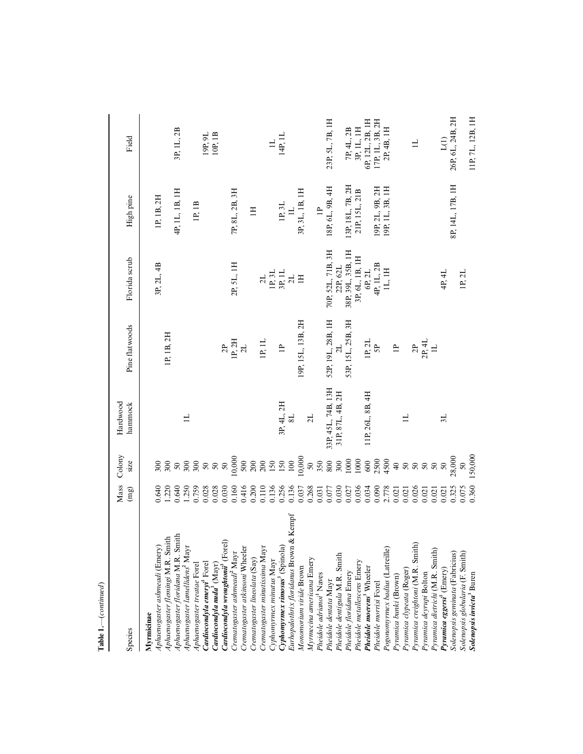**Table 1.**—(*continued*)

| Species | Mass (mg) | Colony size | Hardwood hammock | Pine flatwoods | Florida scrub | High pine | Field |
|---|---|---|---|---|---|---|---|
| **Myrmicinae** | | | | | | | |
| *Aphaenogaster ashmeadi* (Emery) | 0.640 | 300 | | | 3P, 2L, 4B | 1P, 1B, 2H | |
| *Aphaenogaster flemingi* M.R. Smith | 1.220 | 300 | | 1P, 1B, 2H | | | |
| *Aphaenogaster floridana* M.R. Smith | 0.640 | 50 | | | | 4P, 1L, 1B, 1H | 3P, 1L, 2B |
| *Aphaenogaster lamellidens*[2] Mayr | 1.250 | 300 | 1L | | | | |
| *Aphaenogaster treatae* Forel | 0.759 | 300 | | | | 1P, 1B | |
| ***Cardiocondyla emeryi***[3] Forel | 0.028 | 50 | | | | | 19P, 9L |
| ***Cardiocondyla nuda***[3] (Mayr) | 0.028 | 50 | | | | | 10P, 1B |
| ***Cardiocondyla wroughtonii***[3] (Forel) | 0.030 | 50 | | 2P | | | |
| *Crematogaster ashmeadi*[2] Mayr | 0.160 | 10,000 | | 1P, 2H | 2P, 5L, 1H | 7P, 8L, 2B, 3H | |
| *Crematogaster atkinsoni* Wheeler | 0.416 | 500 | | 2L | | | |
| *Crematogaster lineolata* (Say) | 0.200 | 200 | | | | 1H | |
| *Crematogaster minutissima* Mayr | 0.110 | 200 | | 1P, 1L | 2L | | |
| *Cyphomyrmex minutus* Mayr | 0.136 | 150 | | | 1P, 3L | | 1L |
| ***Cyphomyrmex rimosus***[3] (Spinola) | 0.256 | 150 | 3P, 4L, 2H | 1P | 3P, 1L | 1P, 3L | 14P, 1L |
| *Eurhopalothrix floridanus* Brown & Kempf | 0.136 | 100 | 8L | | 2L | 1L | |
| *Monomorium viride* Brown | 0.037 | 10,000 | | 19P, 15L, 13B, 2H | 1H | 3P, 3L, 1B, 1H | |
| *Myrmecina americana* Emery | 0.268 | 50 | 2L | | | | |
| *Pheidole adrianoi*[1] Naves | 0.031 | 350 | | | | 1P | |
| *Pheidole dentata* Mayr | 0.077 | 800 | 33P, 45L, 74B, 13H | 52P, 19L, 28B, 1H | 70P, 52L, 71B, 3H | 18P, 6L, 9B, 4H | 23P, 5L, 7B, 1H |
| *Pheidole dentigula* M.R. Smith | 0.030 | 300 | 31P, 87L, 4B, 2H | 2L | 22P, 62L | | |
| *Pheidole floridana* Emery | 0.027 | 1000 | | 53P, 15L, 25B, 3H | 38P, 39L, 35B, 1H | 13P, 18L, 7B, 2H | 7P, 4L, 2B |
| *Pheidole metallescens* Emery | 0.036 | 1000 | | | 3P, 6L, 1B, 1H | 21P, 15L, 21B | 3P, 1L, 1H |
| ***Pheidole moerens***[3] Wheeler | 0.034 | 600 | 11P, 26L, 8B, 4H | 1P, 2L | 6P, 2L | | 6P, 12L, 2B, 1H |
| *Pheidole morrisi* Forel | 0.090 | 2500 | | 5P | 4P, 1L, 2B | 19P, 2L, 9B, 2H | 17P, 1L, 3B, 2H |
| *Pogonomyrmex badius* (Latreille) | 2.778 | 4500 | | | 1L, 1H | 19P, 1L, 3B, 1H | 2P, 4B, 1H |
| *Pyramica bunki* (Brown) | 0.021 | 40 | | 1P | | | |
| *Pyramica clypeata* (Roger) | 0.021 | 50 | 1L | | | | |
| *Pyramica creightoni* (M.R. Smith) | 0.026 | 50 | | 2P | | | 1L |
| *Pyramica deyrupi* Bolton | 0.021 | 50 | | 2P, 4L | | | |
| *Pyramica dietrichi* (M.R. Smith) | 0.021 | 50 | | 1L | | | |
| ***Pyramica eggersi***[3] (Emery) | 0.021 | 50 | 3L | | 4P, 4L | | L(1) |
| *Solenopsis geminata* (Fabricius) | 0.325 | 28,000 | | | | 8P, 14L, 17B, 1H | 26P, 6L, 24B, 2H |
| *Solenopsis globularia* (F. Smith) | 0.075 | 50 | | | 1P, 2L | | |
| ***Solenopsis invicta***[3] Buren | 0.360 | 150,000 | | | | | 11P, 7L, 12B, 1H |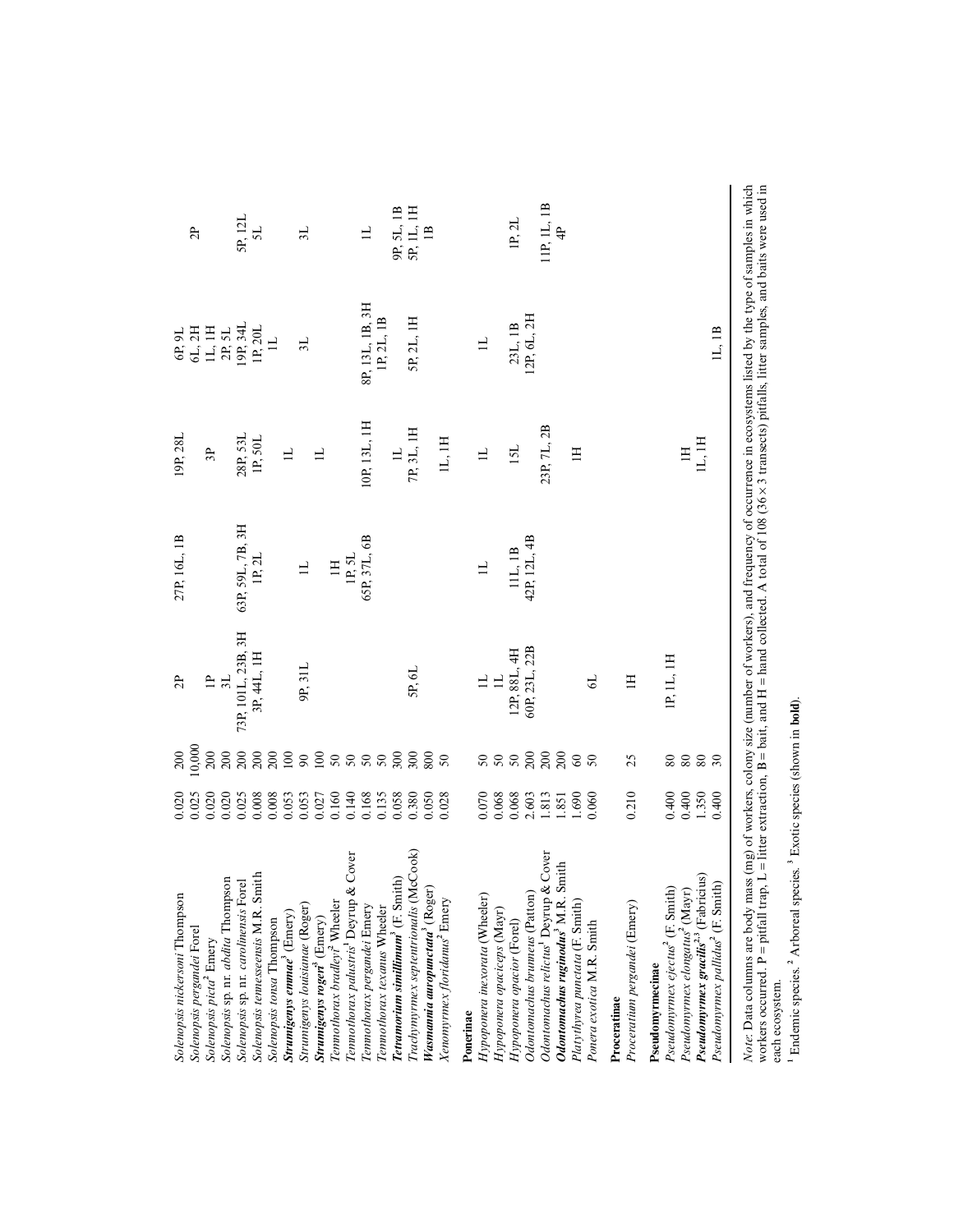| | | | | | | | |
|---|---|---|---|---|---|---|---|
| *Solenopsis nickersoni* Thompson | 0.020 | 200 | 2P | 27P, 16L, 1B | 19P, 28L | 6P, 9L | |
| *Solenopsis pergandei* Forel | 0.025 | 10,000 | | | | 6L, 2H | 2P |
| *Solenopsis picta*[2] Emery | 0.020 | 200 | | | 3P | 1L, 1H | |
| *Solenopsis* sp. nr. *abdita* Thompson | 0.020 | 200 | 1P | | | 2P, 5L | |
| *Solenopsis* sp. nr. *carolinensis* Forel | 0.025 | 200 | 3L | 63P, 59L, 7B, 3H | 28P, 53L | 19P, 34L | 5P, 12L |
| *Solenopsis tennesseensis* M.R. Smith | 0.008 | 200 | 73P, 101L, 23B, 3H | 1P, 2L | 1P, 50L | 1P, 20L | 5L |
| *Solenopsis tonsa* Thompson | 0.008 | 200 | 3P, 44L, 1H | | | 1L | |
| ***Strumigenys emmae***[3] (Emery) | 0.053 | 100 | | | 1L | | |
| *Strumigenys louisianae* (Roger) | 0.053 | 90 | 9P, 31L | 1L | | 3L | 3L |
| ***Strumigenys rogeri***[3] (Emery) | 0.027 | 100 | | | 1L | | |
| *Temnothorax bradleyi*[2] Wheeler | 0.160 | 50 | | 1H | | | |
| *Temnothorax palustris*[1] Deyrup & Cover | 0.140 | 50 | | 1P, 5L | | | |
| *Temnothorax pergandei* Emery | 0.168 | 50 | | 65P, 37L, 6B | 10P, 13L, 1H | 8P, 13L, 1B, 3H | 1L |
| *Temnothorax texanus* Wheeler | 0.135 | 50 | | | | 1P, 2L, 1B | |
| ***Tetramorium simillimum***[3] (F. Smith) | 0.058 | 300 | | | 1L | | 9P, 5L, 1B |
| *Trachymyrmex septentrionalis* (McCook) | 0.380 | 300 | 5P, 6L | | 7P, 3L, 1H | 5P, 2L, 1H | 5P, 1L, 1H |
| ***Wasmannia auropunctata***[3] (Roger) | 0.050 | 800 | | | | | 1B |
| *Xenomyrmex floridanus*[2] Emery | 0.028 | 50 | | | 1L, 1H | | |
| **Ponerinae** | | | | | | | |
| *Hypoponera inexorata* (Wheeler) | 0.070 | 50 | 1L | 1L | 1L | 1L | |
| *Hypoponera opaciceps* (Mayr) | 0.068 | 50 | 1L | | | | |
| *Hypoponera opacior* (Forel) | 0.068 | 50 | 12P, 88L, 4H | 11L, 1B | 15L | 23L, 1B | 1P, 2L |
| *Odontomachus brunneus* (Patton) | 2.603 | 200 | 60P, 23L, 22B | 42P, 12L, 4B | | 12P, 6L, 2H | |
| *Odontomachus relictus*[1] Deyrup & Cover | 1.813 | 200 | | | 23P, 7L, 2B | | 11P, 1L, 1B |
| ***Odontomachus ruginodus***[3] M.R. Smith | 1.851 | 200 | | | | | 4P |
| *Platythyrea punctata* (F. Smith) | 1.690 | 60 | | | 1H | | |
| *Ponera exotica* M.R. Smith | 0.060 | 50 | 6L | | | | |
| **Proceratinae** | | | | | | | |
| *Proceratium pergandei* (Emery) | 0.210 | 25 | 1H | | | | |
| **Pseudomyrmecinae** | | | | | | | |
| *Pseudomyrmex ejectus*[2] (F. Smith) | 0.400 | 80 | 1P, 1L, 1H | | | | |
| *Pseudomyrmex elongatus*[2] (Mayr) | 0.400 | 80 | | | 1H | | |
| ***Pseudomyrmex gracilis***[2,3] (Fabricius) | 1.350 | 80 | | | 1L, 1H | | |
| *Pseudomyrmex pallidus*[2] (F. Smith) | 0.400 | 30 | | | | 1L, 1B | |

*Note*: Data columns are body mass (mg) of workers, colony size (number of workers), and frequency of occurrence in ecosystems listed by the type of samples in which workers occurred. P = pitfall trap, L = litter extraction, B = bait, and H = hand collected. A total of 108 (36 × 3 transects) pitfalls, litter samples, and baits were used in each ecosystem.

[1] Endemic species. [2] Arboreal species. [3] Exotic species (shown in **bold**).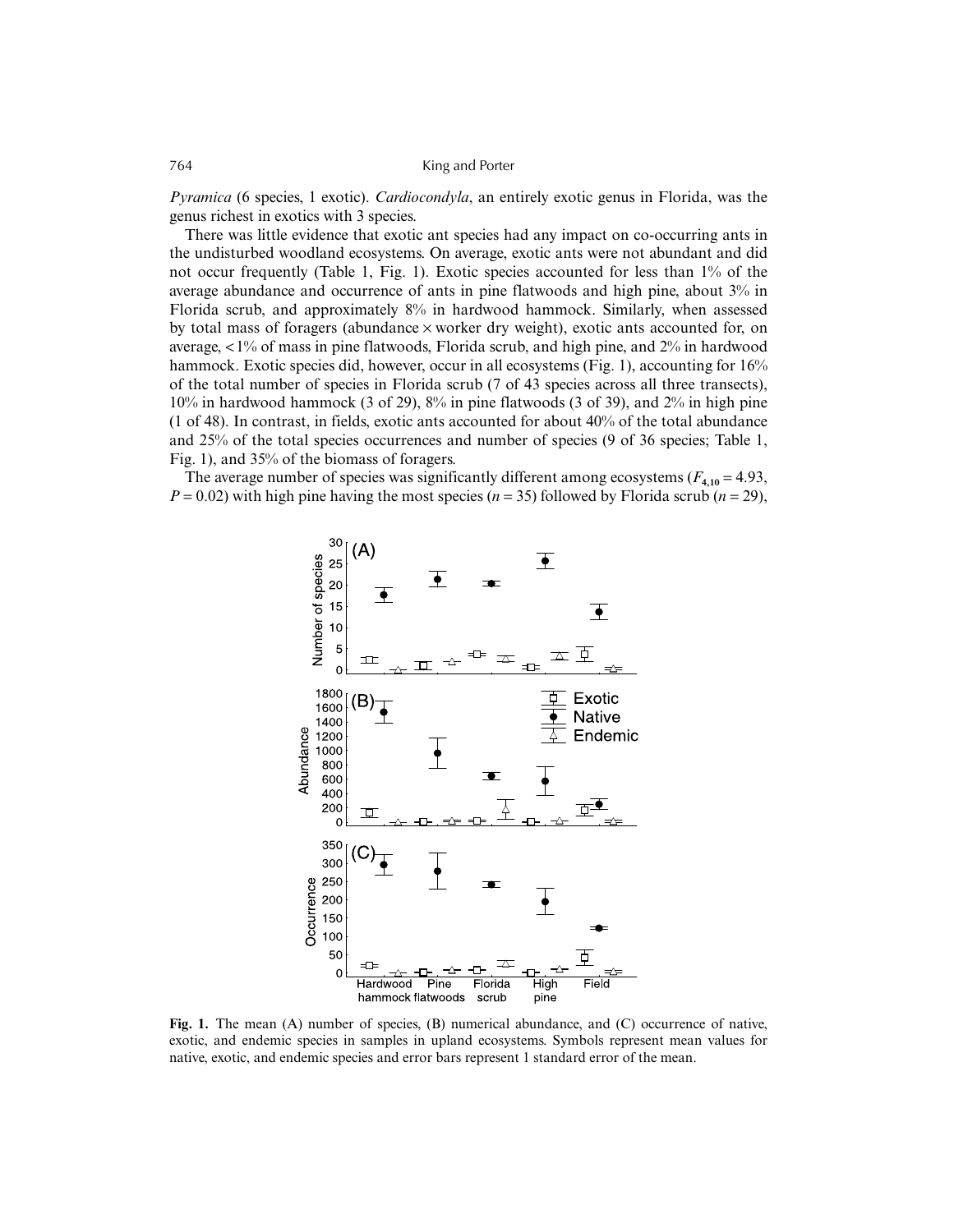*Pyramica* (6 species, 1 exotic). *Cardiocondyla*, an entirely exotic genus in Florida, was the genus richest in exotics with 3 species.

There was little evidence that exotic ant species had any impact on co-occurring ants in the undisturbed woodland ecosystems. On average, exotic ants were not abundant and did not occur frequently (Table 1, Fig. 1). Exotic species accounted for less than 1% of the average abundance and occurrence of ants in pine flatwoods and high pine, about 3% in Florida scrub, and approximately 8% in hardwood hammock. Similarly, when assessed by total mass of foragers (abundance × worker dry weight), exotic ants accounted for, on average, <1% of mass in pine flatwoods, Florida scrub, and high pine, and 2% in hardwood hammock. Exotic species did, however, occur in all ecosystems (Fig. 1), accounting for 16% of the total number of species in Florida scrub (7 of 43 species across all three transects), 10% in hardwood hammock (3 of 29), 8% in pine flatwoods (3 of 39), and 2% in high pine (1 of 48). In contrast, in fields, exotic ants accounted for about 40% of the total abundance and 25% of the total species occurrences and number of species (9 of 36 species; Table 1, Fig. 1), and 35% of the biomass of foragers.

The average number of species was significantly different among ecosystems ($F_{4,10} = 4.93$, $P = 0.02$) with high pine having the most species ($n = 35$) followed by Florida scrub ($n = 29$),

**Fig. 1.** The mean (A) number of species, (B) numerical abundance, and (C) occurrence of native, exotic, and endemic species in samples in upland ecosystems. Symbols represent mean values for native, exotic, and endemic species and error bars represent 1 standard error of the mean.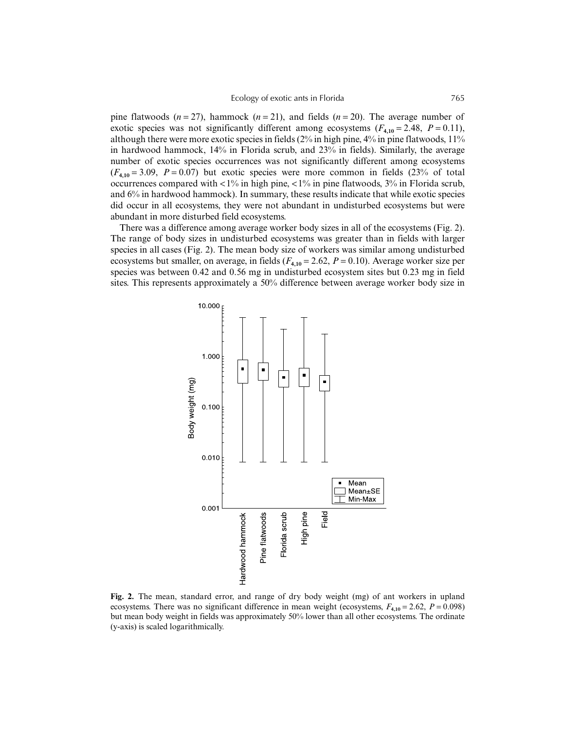pine flatwoods ($n = 27$), hammock ($n = 21$), and fields ($n = 20$). The average number of exotic species was not significantly different among ecosystems ($F_{4,10} = 2.48$, $P = 0.11$), although there were more exotic species in fields (2% in high pine, 4% in pine flatwoods, 11% in hardwood hammock, 14% in Florida scrub, and 23% in fields). Similarly, the average number of exotic species occurrences was not significantly different among ecosystems ($F_{4,10} = 3.09$, $P = 0.07$) but exotic species were more common in fields (23% of total occurrences compared with <1% in high pine, <1% in pine flatwoods, 3% in Florida scrub, and 6% in hardwood hammock). In summary, these results indicate that while exotic species did occur in all ecosystems, they were not abundant in undisturbed ecosystems but were abundant in more disturbed field ecosystems.

There was a difference among average worker body sizes in all of the ecosystems (Fig. 2). The range of body sizes in undisturbed ecosystems was greater than in fields with larger species in all cases (Fig. 2). The mean body size of workers was similar among undisturbed ecosystems but smaller, on average, in fields ($F_{4,10} = 2.62$, $P = 0.10$). Average worker size per species was between 0.42 and 0.56 mg in undisturbed ecosystem sites but 0.23 mg in field sites. This represents approximately a 50% difference between average worker body size in

**Fig. 2.** The mean, standard error, and range of dry body weight (mg) of ant workers in upland ecosystems. There was no significant difference in mean weight (ecosystems, $F_{4,10} = 2.62$, $P = 0.098$) but mean body weight in fields was approximately 50% lower than all other ecosystems. The ordinate (y-axis) is scaled logarithmically.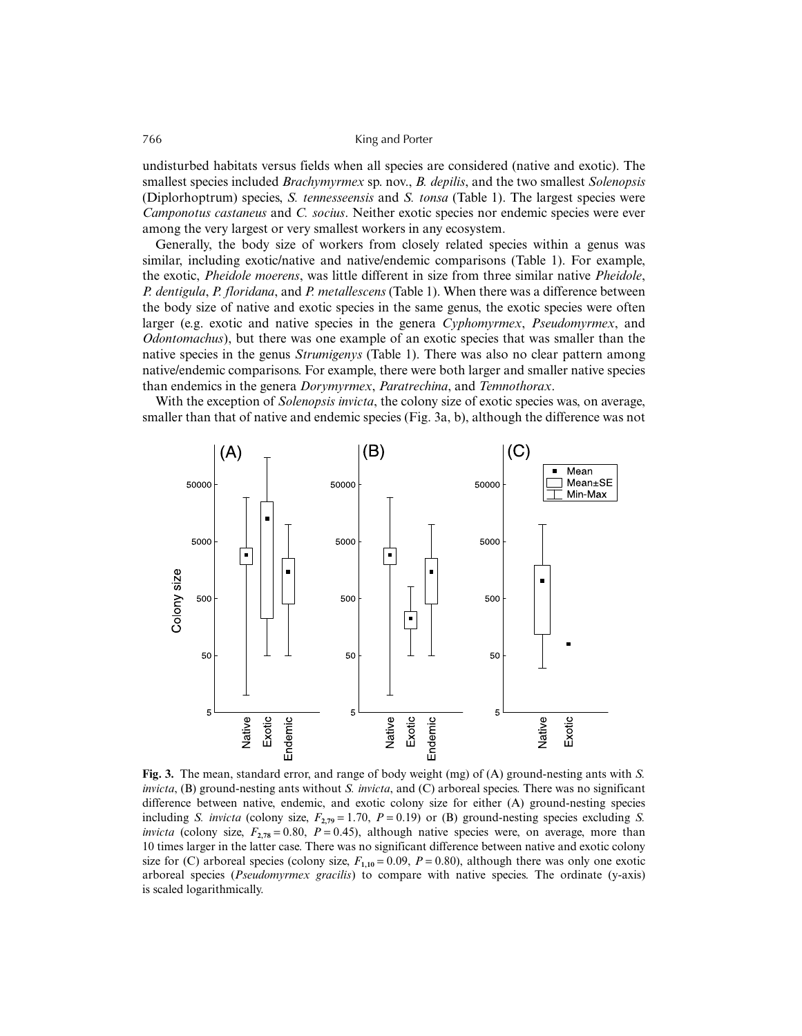undisturbed habitats versus fields when all species are considered (native and exotic). The smallest species included *Brachymyrmex* sp. nov., *B. depilis*, and the two smallest *Solenopsis* (Diplorhoptrum) species, *S. tennesseensis* and *S. tonsa* (Table 1). The largest species were *Camponotus castaneus* and *C. socius*. Neither exotic species nor endemic species were ever among the very largest or very smallest workers in any ecosystem.

Generally, the body size of workers from closely related species within a genus was similar, including exotic/native and native/endemic comparisons (Table 1). For example, the exotic, *Pheidole moerens*, was little different in size from three similar native *Pheidole*, *P. dentigula*, *P. floridana*, and *P. metallescens* (Table 1). When there was a difference between the body size of native and exotic species in the same genus, the exotic species were often larger (e.g. exotic and native species in the genera *Cyphomyrmex*, *Pseudomyrmex*, and *Odontomachus*), but there was one example of an exotic species that was smaller than the native species in the genus *Strumigenys* (Table 1). There was also no clear pattern among native/endemic comparisons. For example, there were both larger and smaller native species than endemics in the genera *Dorymyrmex*, *Paratrechina*, and *Temnothorax*.

With the exception of *Solenopsis invicta*, the colony size of exotic species was, on average, smaller than that of native and endemic species (Fig. 3a, b), although the difference was not

**Fig. 3.** The mean, standard error, and range of body weight (mg) of (A) ground-nesting ants with *S. invicta*, (B) ground-nesting ants without *S. invicta*, and (C) arboreal species. There was no significant difference between native, endemic, and exotic colony size for either (A) ground-nesting species including *S. invicta* (colony size, $F_{2,79} = 1.70$, $P = 0.19$) or (B) ground-nesting species excluding *S. invicta* (colony size, $F_{2,78} = 0.80$, $P = 0.45$), although native species were, on average, more than 10 times larger in the latter case. There was no significant difference between native and exotic colony size for (C) arboreal species (colony size, $F_{1,10} = 0.09$, $P = 0.80$), although there was only one exotic arboreal species (*Pseudomyrmex gracilis*) to compare with native species. The ordinate (y-axis) is scaled logarithmically.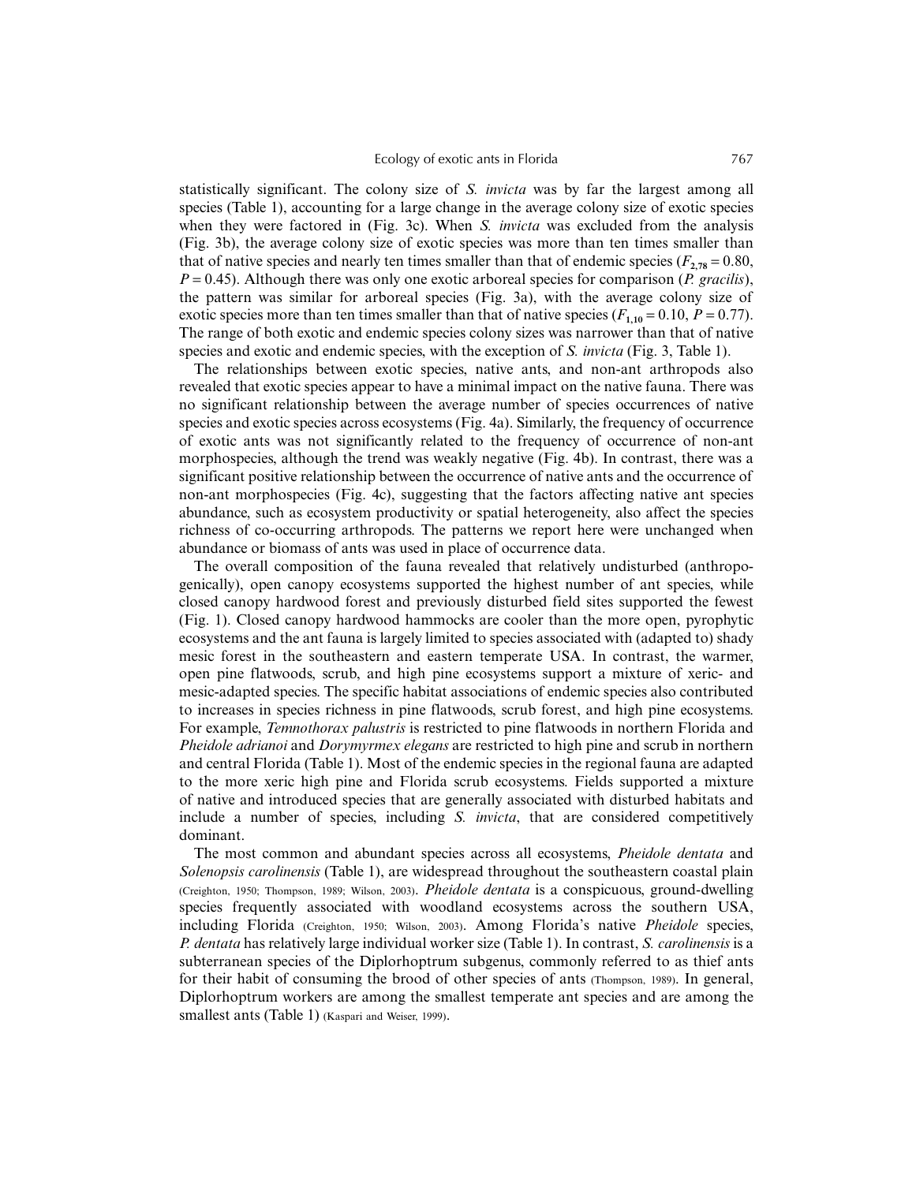statistically significant. The colony size of *S. invicta* was by far the largest among all species (Table 1), accounting for a large change in the average colony size of exotic species when they were factored in (Fig. 3c). When *S. invicta* was excluded from the analysis (Fig. 3b), the average colony size of exotic species was more than ten times smaller than that of native species and nearly ten times smaller than that of endemic species ($F_{2,78} = 0.80$, $P = 0.45$). Although there was only one exotic arboreal species for comparison (*P. gracilis*), the pattern was similar for arboreal species (Fig. 3a), with the average colony size of exotic species more than ten times smaller than that of native species ($F_{1,10} = 0.10$, $P = 0.77$). The range of both exotic and endemic species colony sizes was narrower than that of native species and exotic and endemic species, with the exception of *S. invicta* (Fig. 3, Table 1).

The relationships between exotic species, native ants, and non-ant arthropods also revealed that exotic species appear to have a minimal impact on the native fauna. There was no significant relationship between the average number of species occurrences of native species and exotic species across ecosystems (Fig. 4a). Similarly, the frequency of occurrence of exotic ants was not significantly related to the frequency of occurrence of non-ant morphospecies, although the trend was weakly negative (Fig. 4b). In contrast, there was a significant positive relationship between the occurrence of native ants and the occurrence of non-ant morphospecies (Fig. 4c), suggesting that the factors affecting native ant species abundance, such as ecosystem productivity or spatial heterogeneity, also affect the species richness of co-occurring arthropods. The patterns we report here were unchanged when abundance or biomass of ants was used in place of occurrence data.

The overall composition of the fauna revealed that relatively undisturbed (anthropogenically), open canopy ecosystems supported the highest number of ant species, while closed canopy hardwood forest and previously disturbed field sites supported the fewest (Fig. 1). Closed canopy hardwood hammocks are cooler than the more open, pyrophytic ecosystems and the ant fauna is largely limited to species associated with (adapted to) shady mesic forest in the southeastern and eastern temperate USA. In contrast, the warmer, open pine flatwoods, scrub, and high pine ecosystems support a mixture of xeric- and mesic-adapted species. The specific habitat associations of endemic species also contributed to increases in species richness in pine flatwoods, scrub forest, and high pine ecosystems. For example, *Temnothorax palustris* is restricted to pine flatwoods in northern Florida and *Pheidole adrianoi* and *Dorymyrmex elegans* are restricted to high pine and scrub in northern and central Florida (Table 1). Most of the endemic species in the regional fauna are adapted to the more xeric high pine and Florida scrub ecosystems. Fields supported a mixture of native and introduced species that are generally associated with disturbed habitats and include a number of species, including *S. invicta*, that are considered competitively dominant.

The most common and abundant species across all ecosystems, *Pheidole dentata* and *Solenopsis carolinensis* (Table 1), are widespread throughout the southeastern coastal plain (Creighton, 1950; Thompson, 1989; Wilson, 2003). *Pheidole dentata* is a conspicuous, ground-dwelling species frequently associated with woodland ecosystems across the southern USA, including Florida (Creighton, 1950; Wilson, 2003). Among Florida's native *Pheidole* species, *P. dentata* has relatively large individual worker size (Table 1). In contrast, *S. carolinensis* is a subterranean species of the Diplorhoptrum subgenus, commonly referred to as thief ants for their habit of consuming the brood of other species of ants (Thompson, 1989). In general, Diplorhoptrum workers are among the smallest temperate ant species and are among the smallest ants (Table 1) (Kaspari and Weiser, 1999).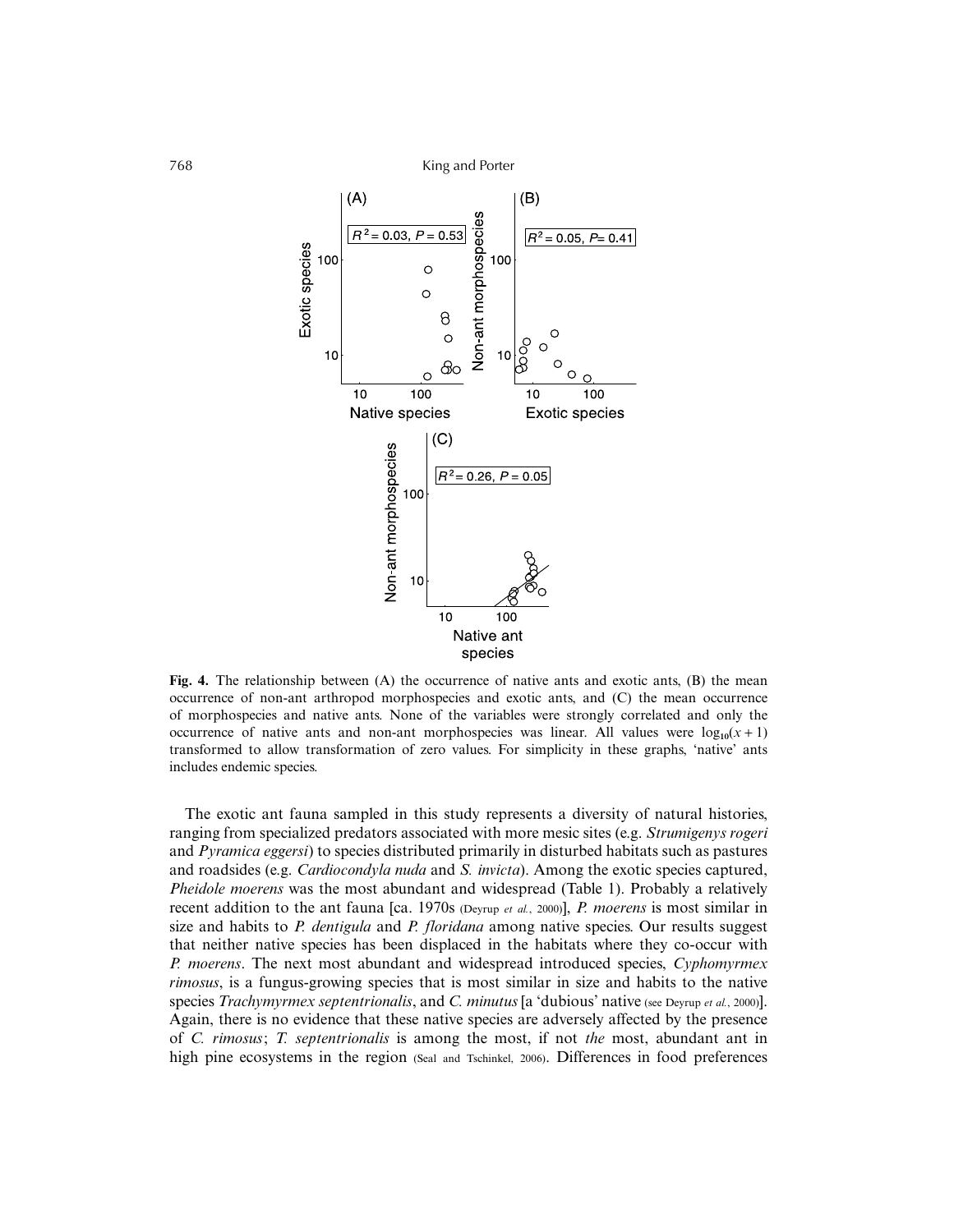**Fig. 4.** The relationship between (A) the occurrence of native ants and exotic ants, (B) the mean occurrence of non-ant arthropod morphospecies and exotic ants, and (C) the mean occurrence of morphospecies and native ants. None of the variables were strongly correlated and only the occurrence of native ants and non-ant morphospecies was linear. All values were $\log_{10}(x + 1)$ transformed to allow transformation of zero values. For simplicity in these graphs, 'native' ants includes endemic species.

The exotic ant fauna sampled in this study represents a diversity of natural histories, ranging from specialized predators associated with more mesic sites (e.g. *Strumigenys rogeri* and *Pyramica eggersi*) to species distributed primarily in disturbed habitats such as pastures and roadsides (e.g. *Cardiocondyla nuda* and *S. invicta*). Among the exotic species captured, *Pheidole moerens* was the most abundant and widespread (Table 1). Probably a relatively recent addition to the ant fauna [ca. 1970s (Deyrup *et al.*, 2000)], *P. moerens* is most similar in size and habits to *P. dentigula* and *P. floridana* among native species. Our results suggest that neither native species has been displaced in the habitats where they co-occur with *P. moerens*. The next most abundant and widespread introduced species, *Cyphomyrmex rimosus*, is a fungus-growing species that is most similar in size and habits to the native species *Trachymyrmex septentrionalis*, and *C. minutus* [a 'dubious' native (see Deyrup *et al.*, 2000)]. Again, there is no evidence that these native species are adversely affected by the presence of *C. rimosus*; *T. septentrionalis* is among the most, if not *the* most, abundant ant in high pine ecosystems in the region (Seal and Tschinkel, 2006). Differences in food preferences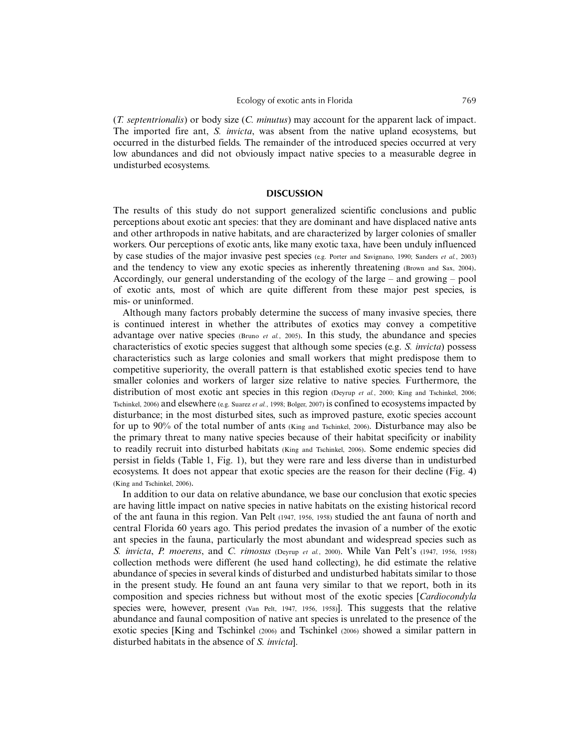(*T. septentrionalis*) or body size (*C. minutus*) may account for the apparent lack of impact. The imported fire ant, *S. invicta*, was absent from the native upland ecosystems, but occurred in the disturbed fields. The remainder of the introduced species occurred at very low abundances and did not obviously impact native species to a measurable degree in undisturbed ecosystems.

## DISCUSSION

The results of this study do not support generalized scientific conclusions and public perceptions about exotic ant species: that they are dominant and have displaced native ants and other arthropods in native habitats, and are characterized by larger colonies of smaller workers. Our perceptions of exotic ants, like many exotic taxa, have been unduly influenced by case studies of the major invasive pest species (e.g. Porter and Savignano, 1990; Sanders *et al.*, 2003) and the tendency to view any exotic species as inherently threatening (Brown and Sax, 2004). Accordingly, our general understanding of the ecology of the large – and growing – pool of exotic ants, most of which are quite different from these major pest species, is mis- or uninformed.

Although many factors probably determine the success of many invasive species, there is continued interest in whether the attributes of exotics may convey a competitive advantage over native species (Bruno *et al.*, 2005). In this study, the abundance and species characteristics of exotic species suggest that although some species (e.g. *S. invicta*) possess characteristics such as large colonies and small workers that might predispose them to competitive superiority, the overall pattern is that established exotic species tend to have smaller colonies and workers of larger size relative to native species. Furthermore, the distribution of most exotic ant species in this region (Deyrup *et al.*, 2000; King and Tschinkel, 2006; Tschinkel, 2006) and elsewhere (e.g. Suarez *et al.*, 1998; Bolger, 2007) is confined to ecosystems impacted by disturbance; in the most disturbed sites, such as improved pasture, exotic species account for up to 90% of the total number of ants (King and Tschinkel, 2006). Disturbance may also be the primary threat to many native species because of their habitat specificity or inability to readily recruit into disturbed habitats (King and Tschinkel, 2006). Some endemic species did persist in fields (Table 1, Fig. 1), but they were rare and less diverse than in undisturbed ecosystems. It does not appear that exotic species are the reason for their decline (Fig. 4) (King and Tschinkel, 2006).

In addition to our data on relative abundance, we base our conclusion that exotic species are having little impact on native species in native habitats on the existing historical record of the ant fauna in this region. Van Pelt (1947, 1956, 1958) studied the ant fauna of north and central Florida 60 years ago. This period predates the invasion of a number of the exotic ant species in the fauna, particularly the most abundant and widespread species such as *S. invicta*, *P. moerens*, and *C. rimosus* (Deyrup *et al.*, 2000). While Van Pelt's (1947, 1956, 1958) collection methods were different (he used hand collecting), he did estimate the relative abundance of species in several kinds of disturbed and undisturbed habitats similar to those in the present study. He found an ant fauna very similar to that we report, both in its composition and species richness but without most of the exotic species [*Cardiocondyla* species were, however, present (Van Pelt, 1947, 1956, 1958)]. This suggests that the relative abundance and faunal composition of native ant species is unrelated to the presence of the exotic species [King and Tschinkel (2006) and Tschinkel (2006) showed a similar pattern in disturbed habitats in the absence of *S. invicta*].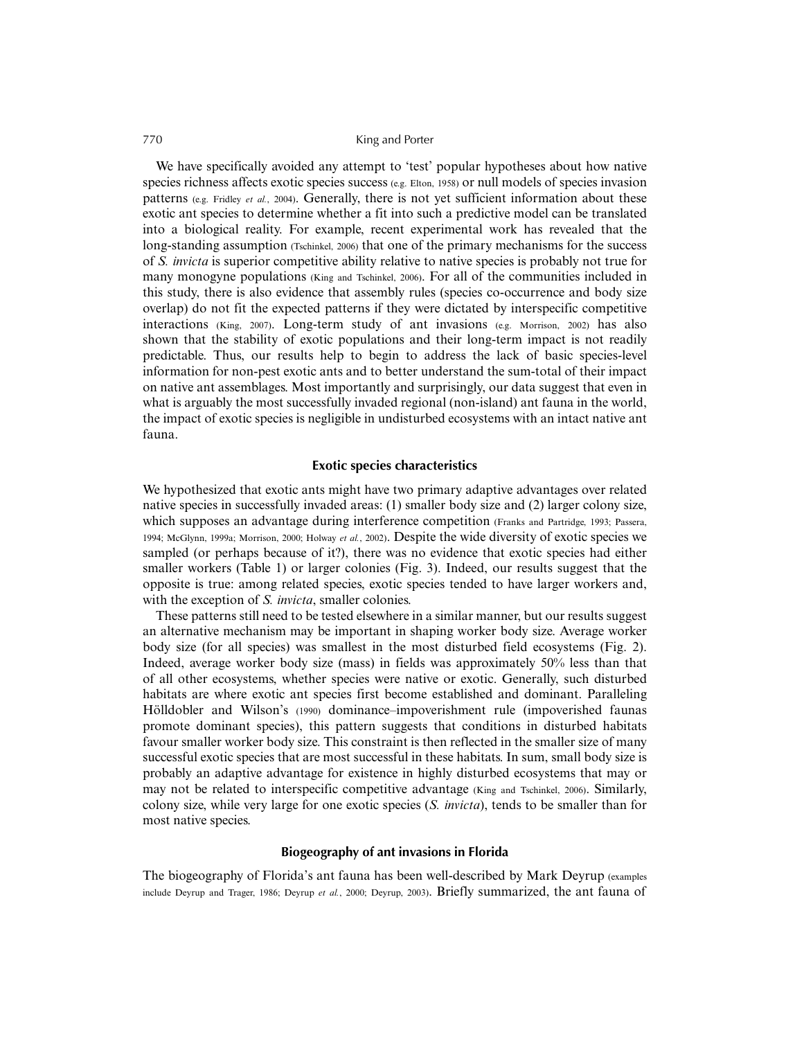We have specifically avoided any attempt to 'test' popular hypotheses about how native species richness affects exotic species success (e.g. Elton, 1958) or null models of species invasion patterns (e.g. Fridley *et al.*, 2004). Generally, there is not yet sufficient information about these exotic ant species to determine whether a fit into such a predictive model can be translated into a biological reality. For example, recent experimental work has revealed that the long-standing assumption (Tschinkel, 2006) that one of the primary mechanisms for the success of *S. invicta* is superior competitive ability relative to native species is probably not true for many monogyne populations (King and Tschinkel, 2006). For all of the communities included in this study, there is also evidence that assembly rules (species co-occurrence and body size overlap) do not fit the expected patterns if they were dictated by interspecific competitive interactions (King, 2007). Long-term study of ant invasions (e.g. Morrison, 2002) has also shown that the stability of exotic populations and their long-term impact is not readily predictable. Thus, our results help to begin to address the lack of basic species-level information for non-pest exotic ants and to better understand the sum-total of their impact on native ant assemblages. Most importantly and surprisingly, our data suggest that even in what is arguably the most successfully invaded regional (non-island) ant fauna in the world, the impact of exotic species is negligible in undisturbed ecosystems with an intact native ant fauna.

### Exotic species characteristics

We hypothesized that exotic ants might have two primary adaptive advantages over related native species in successfully invaded areas: (1) smaller body size and (2) larger colony size, which supposes an advantage during interference competition (Franks and Partridge, 1993; Passera, 1994; McGlynn, 1999a; Morrison, 2000; Holway *et al.*, 2002). Despite the wide diversity of exotic species we sampled (or perhaps because of it?), there was no evidence that exotic species had either smaller workers (Table 1) or larger colonies (Fig. 3). Indeed, our results suggest that the opposite is true: among related species, exotic species tended to have larger workers and, with the exception of *S. invicta*, smaller colonies.

These patterns still need to be tested elsewhere in a similar manner, but our results suggest an alternative mechanism may be important in shaping worker body size. Average worker body size (for all species) was smallest in the most disturbed field ecosystems (Fig. 2). Indeed, average worker body size (mass) in fields was approximately 50% less than that of all other ecosystems, whether species were native or exotic. Generally, such disturbed habitats are where exotic ant species first become established and dominant. Paralleling Hölldobler and Wilson's (1990) dominance–impoverishment rule (impoverished faunas promote dominant species), this pattern suggests that conditions in disturbed habitats favour smaller worker body size. This constraint is then reflected in the smaller size of many successful exotic species that are most successful in these habitats. In sum, small body size is probably an adaptive advantage for existence in highly disturbed ecosystems that may or may not be related to interspecific competitive advantage (King and Tschinkel, 2006). Similarly, colony size, while very large for one exotic species (*S. invicta*), tends to be smaller than for most native species.

### Biogeography of ant invasions in Florida

The biogeography of Florida's ant fauna has been well-described by Mark Deyrup (examples include Deyrup and Trager, 1986; Deyrup *et al.*, 2000; Deyrup, 2003). Briefly summarized, the ant fauna of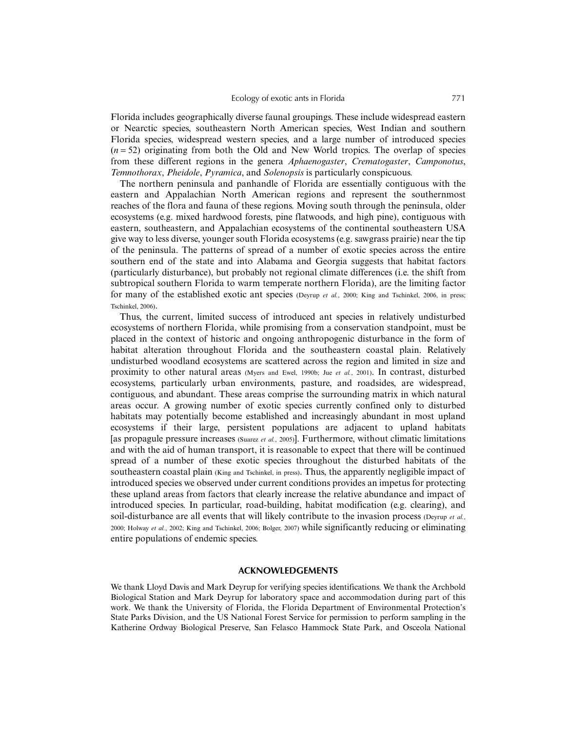Florida includes geographically diverse faunal groupings. These include widespread eastern or Nearctic species, southeastern North American species, West Indian and southern Florida species, widespread western species, and a large number of introduced species ($n = 52$) originating from both the Old and New World tropics. The overlap of species from these different regions in the genera *Aphaenogaster*, *Crematogaster*, *Camponotus*, *Temnothorax*, *Pheidole*, *Pyramica*, and *Solenopsis* is particularly conspicuous.

The northern peninsula and panhandle of Florida are essentially contiguous with the eastern and Appalachian North American regions and represent the southernmost reaches of the flora and fauna of these regions. Moving south through the peninsula, older ecosystems (e.g. mixed hardwood forests, pine flatwoods, and high pine), contiguous with eastern, southeastern, and Appalachian ecosystems of the continental southeastern USA give way to less diverse, younger south Florida ecosystems (e.g. sawgrass prairie) near the tip of the peninsula. The patterns of spread of a number of exotic species across the entire southern end of the state and into Alabama and Georgia suggests that habitat factors (particularly disturbance), but probably not regional climate differences (i.e. the shift from subtropical southern Florida to warm temperate northern Florida), are the limiting factor for many of the established exotic ant species (Deyrup *et al.*, 2000; King and Tschinkel, 2006, in press; Tschinkel, 2006).

Thus, the current, limited success of introduced ant species in relatively undisturbed ecosystems of northern Florida, while promising from a conservation standpoint, must be placed in the context of historic and ongoing anthropogenic disturbance in the form of habitat alteration throughout Florida and the southeastern coastal plain. Relatively undisturbed woodland ecosystems are scattered across the region and limited in size and proximity to other natural areas (Myers and Ewel, 1990b; Jue *et al.*, 2001). In contrast, disturbed ecosystems, particularly urban environments, pasture, and roadsides, are widespread, contiguous, and abundant. These areas comprise the surrounding matrix in which natural areas occur. A growing number of exotic species currently confined only to disturbed habitats may potentially become established and increasingly abundant in most upland ecosystems if their large, persistent populations are adjacent to upland habitats [as propagule pressure increases (Suarez *et al.*, 2005)]. Furthermore, without climatic limitations and with the aid of human transport, it is reasonable to expect that there will be continued spread of a number of these exotic species throughout the disturbed habitats of the southeastern coastal plain (King and Tschinkel, in press). Thus, the apparently negligible impact of introduced species we observed under current conditions provides an impetus for protecting these upland areas from factors that clearly increase the relative abundance and impact of introduced species. In particular, road-building, habitat modification (e.g. clearing), and soil-disturbance are all events that will likely contribute to the invasion process (Deyrup *et al.*, 2000; Holway *et al.*, 2002; King and Tschinkel, 2006; Bolger, 2007) while significantly reducing or eliminating entire populations of endemic species.

## ACKNOWLEDGEMENTS

We thank Lloyd Davis and Mark Deyrup for verifying species identifications. We thank the Archbold Biological Station and Mark Deyrup for laboratory space and accommodation during part of this work. We thank the University of Florida, the Florida Department of Environmental Protection's State Parks Division, and the US National Forest Service for permission to perform sampling in the Katherine Ordway Biological Preserve, San Felasco Hammock State Park, and Osceola National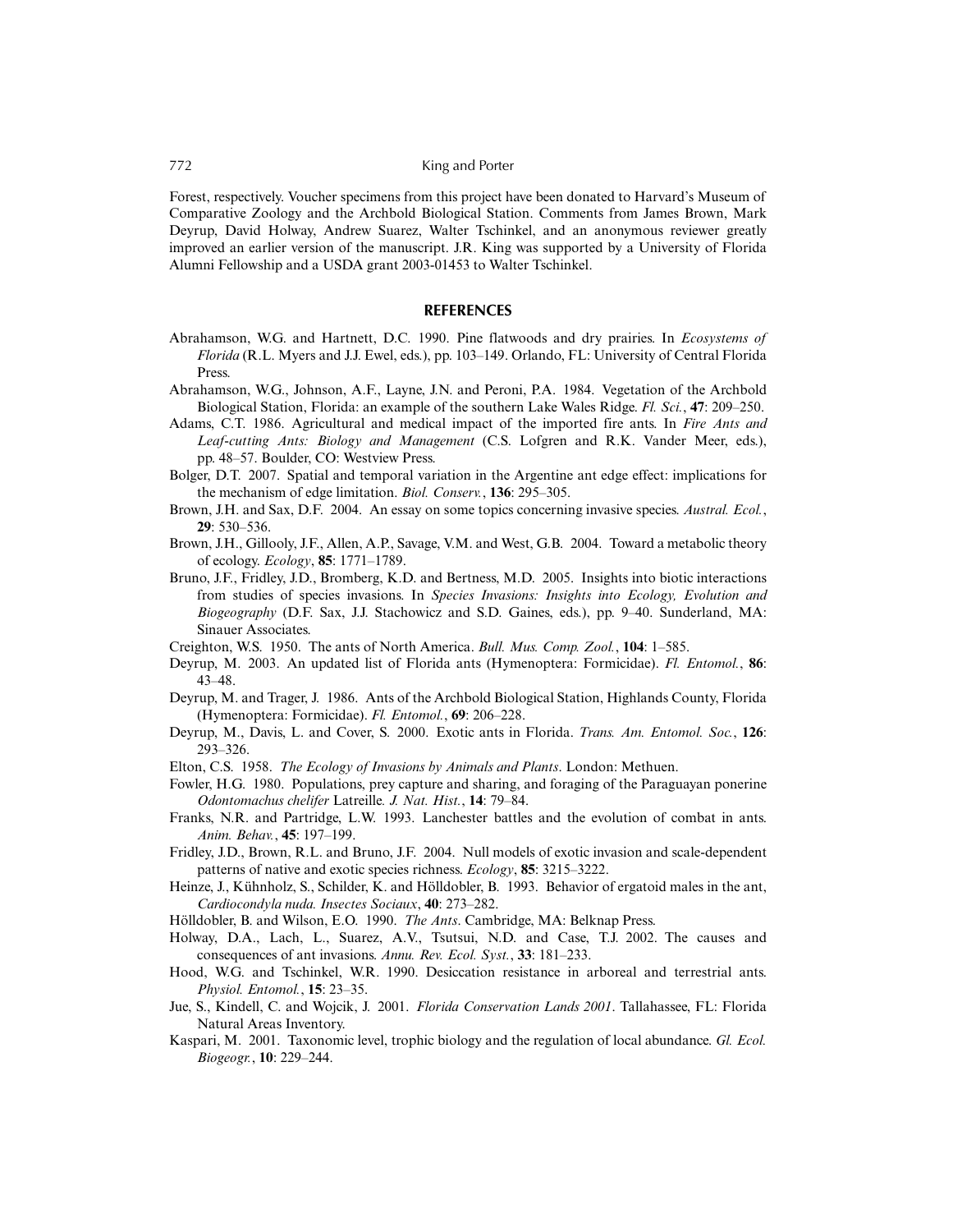Forest, respectively. Voucher specimens from this project have been donated to Harvard's Museum of Comparative Zoology and the Archbold Biological Station. Comments from James Brown, Mark Deyrup, David Holway, Andrew Suarez, Walter Tschinkel, and an anonymous reviewer greatly improved an earlier version of the manuscript. J.R. King was supported by a University of Florida Alumni Fellowship and a USDA grant 2003-01453 to Walter Tschinkel.

## REFERENCES

Abrahamson, W.G. and Hartnett, D.C. 1990. Pine flatwoods and dry prairies. In *Ecosystems of Florida* (R.L. Myers and J.J. Ewel, eds.), pp. 103–149. Orlando, FL: University of Central Florida Press.

Abrahamson, W.G., Johnson, A.F., Layne, J.N. and Peroni, P.A. 1984. Vegetation of the Archbold Biological Station, Florida: an example of the southern Lake Wales Ridge. *Fl. Sci.*, **47**: 209–250.

Adams, C.T. 1986. Agricultural and medical impact of the imported fire ants. In *Fire Ants and Leaf-cutting Ants: Biology and Management* (C.S. Lofgren and R.K. Vander Meer, eds.), pp. 48–57. Boulder, CO: Westview Press.

Bolger, D.T. 2007. Spatial and temporal variation in the Argentine ant edge effect: implications for the mechanism of edge limitation. *Biol. Conserv.*, **136**: 295–305.

Brown, J.H. and Sax, D.F. 2004. An essay on some topics concerning invasive species. *Austral. Ecol.*, **29**: 530–536.

Brown, J.H., Gillooly, J.F., Allen, A.P., Savage, V.M. and West, G.B. 2004. Toward a metabolic theory of ecology. *Ecology*, **85**: 1771–1789.

Bruno, J.F., Fridley, J.D., Bromberg, K.D. and Bertness, M.D. 2005. Insights into biotic interactions from studies of species invasions. In *Species Invasions: Insights into Ecology, Evolution and Biogeography* (D.F. Sax, J.J. Stachowicz and S.D. Gaines, eds.), pp. 9–40. Sunderland, MA: Sinauer Associates.

Creighton, W.S. 1950. The ants of North America. *Bull. Mus. Comp. Zool.*, **104**: 1–585.

Deyrup, M. 2003. An updated list of Florida ants (Hymenoptera: Formicidae). *Fl. Entomol.*, **86**: 43–48.

Deyrup, M. and Trager, J. 1986. Ants of the Archbold Biological Station, Highlands County, Florida (Hymenoptera: Formicidae). *Fl. Entomol.*, **69**: 206–228.

Deyrup, M., Davis, L. and Cover, S. 2000. Exotic ants in Florida. *Trans. Am. Entomol. Soc.*, **126**: 293–326.

Elton, C.S. 1958. *The Ecology of Invasions by Animals and Plants*. London: Methuen.

Fowler, H.G. 1980. Populations, prey capture and sharing, and foraging of the Paraguayan ponerine *Odontomachus chelifer* Latreille. *J. Nat. Hist.*, **14**: 79–84.

Franks, N.R. and Partridge, L.W. 1993. Lanchester battles and the evolution of combat in ants. *Anim. Behav.*, **45**: 197–199.

Fridley, J.D., Brown, R.L. and Bruno, J.F. 2004. Null models of exotic invasion and scale-dependent patterns of native and exotic species richness. *Ecology*, **85**: 3215–3222.

Heinze, J., Kühnholz, S., Schilder, K. and Hölldobler, B. 1993. Behavior of ergatoid males in the ant, *Cardiocondyla nuda. Insectes Sociaux*, **40**: 273–282.

Hölldobler, B. and Wilson, E.O. 1990. *The Ants*. Cambridge, MA: Belknap Press.

Holway, D.A., Lach, L., Suarez, A.V., Tsutsui, N.D. and Case, T.J. 2002. The causes and consequences of ant invasions. *Annu. Rev. Ecol. Syst.*, **33**: 181–233.

Hood, W.G. and Tschinkel, W.R. 1990. Desiccation resistance in arboreal and terrestrial ants. *Physiol. Entomol.*, **15**: 23–35.

Jue, S., Kindell, C. and Wojcik, J. 2001. *Florida Conservation Lands 2001*. Tallahassee, FL: Florida Natural Areas Inventory.

Kaspari, M. 2001. Taxonomic level, trophic biology and the regulation of local abundance. *Gl. Ecol. Biogeogr.*, **10**: 229–244.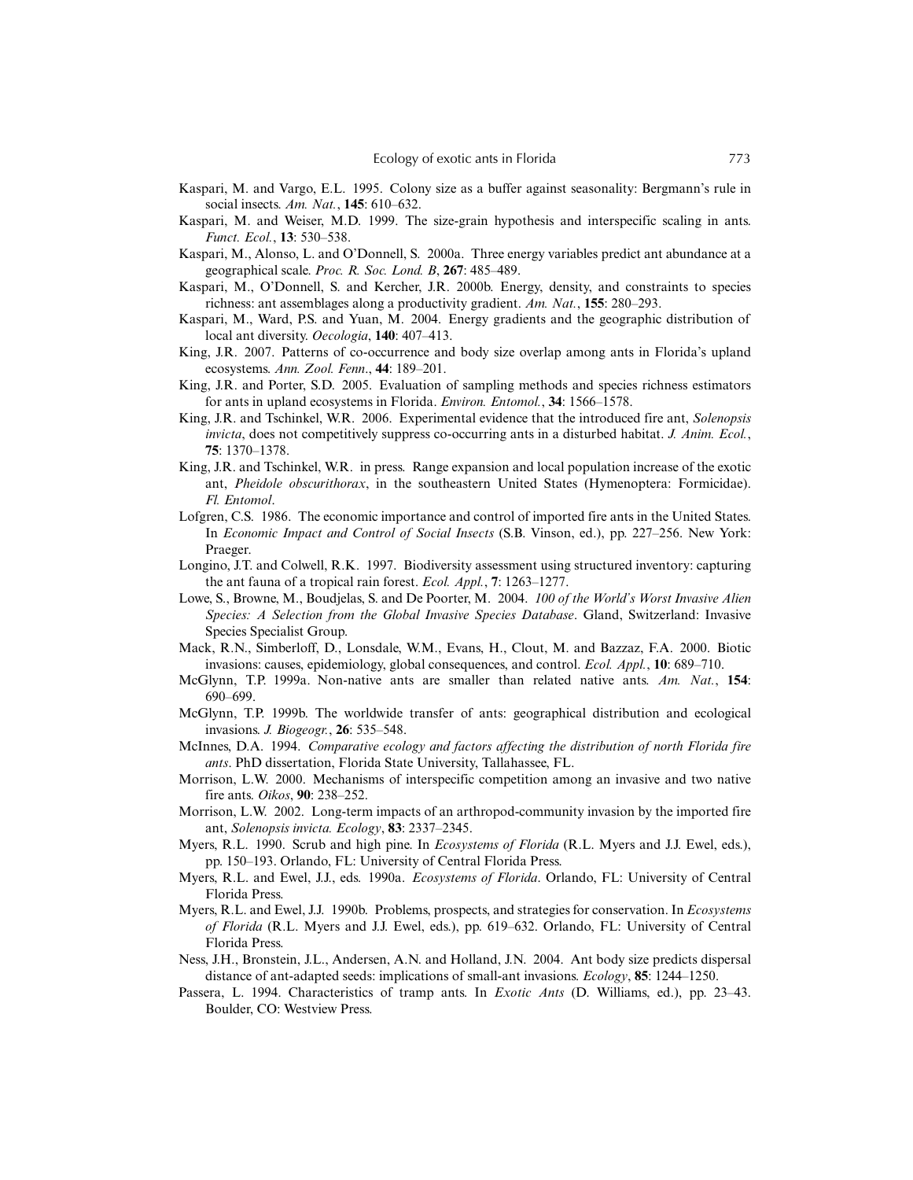Kaspari, M. and Vargo, E.L. 1995. Colony size as a buffer against seasonality: Bergmann's rule in social insects. *Am. Nat.*, **145**: 610–632.

Kaspari, M. and Weiser, M.D. 1999. The size-grain hypothesis and interspecific scaling in ants. *Funct. Ecol.*, **13**: 530–538.

Kaspari, M., Alonso, L. and O'Donnell, S. 2000a. Three energy variables predict ant abundance at a geographical scale. *Proc. R. Soc. Lond. B*, **267**: 485–489.

Kaspari, M., O'Donnell, S. and Kercher, J.R. 2000b. Energy, density, and constraints to species richness: ant assemblages along a productivity gradient. *Am. Nat.*, **155**: 280–293.

Kaspari, M., Ward, P.S. and Yuan, M. 2004. Energy gradients and the geographic distribution of local ant diversity. *Oecologia*, **140**: 407–413.

King, J.R. 2007. Patterns of co-occurrence and body size overlap among ants in Florida's upland ecosystems. *Ann. Zool. Fenn.*, **44**: 189–201.

King, J.R. and Porter, S.D. 2005. Evaluation of sampling methods and species richness estimators for ants in upland ecosystems in Florida. *Environ. Entomol.*, **34**: 1566–1578.

King, J.R. and Tschinkel, W.R. 2006. Experimental evidence that the introduced fire ant, *Solenopsis invicta*, does not competitively suppress co-occurring ants in a disturbed habitat. *J. Anim. Ecol.*, **75**: 1370–1378.

King, J.R. and Tschinkel, W.R. in press. Range expansion and local population increase of the exotic ant, *Pheidole obscurithorax*, in the southeastern United States (Hymenoptera: Formicidae). *Fl. Entomol*.

Lofgren, C.S. 1986. The economic importance and control of imported fire ants in the United States. In *Economic Impact and Control of Social Insects* (S.B. Vinson, ed.), pp. 227–256. New York: Praeger.

Longino, J.T. and Colwell, R.K. 1997. Biodiversity assessment using structured inventory: capturing the ant fauna of a tropical rain forest. *Ecol. Appl.*, **7**: 1263–1277.

Lowe, S., Browne, M., Boudjelas, S. and De Poorter, M. 2004. *100 of the World's Worst Invasive Alien Species: A Selection from the Global Invasive Species Database*. Gland, Switzerland: Invasive Species Specialist Group.

Mack, R.N., Simberloff, D., Lonsdale, W.M., Evans, H., Clout, M. and Bazzaz, F.A. 2000. Biotic invasions: causes, epidemiology, global consequences, and control. *Ecol. Appl.*, **10**: 689–710.

McGlynn, T.P. 1999a. Non-native ants are smaller than related native ants. *Am. Nat.*, **154**: 690–699.

McGlynn, T.P. 1999b. The worldwide transfer of ants: geographical distribution and ecological invasions. *J. Biogeogr.*, **26**: 535–548.

McInnes, D.A. 1994. *Comparative ecology and factors affecting the distribution of north Florida fire ants*. PhD dissertation, Florida State University, Tallahassee, FL.

Morrison, L.W. 2000. Mechanisms of interspecific competition among an invasive and two native fire ants. *Oikos*, **90**: 238–252.

Morrison, L.W. 2002. Long-term impacts of an arthropod-community invasion by the imported fire ant, *Solenopsis invicta. Ecology*, **83**: 2337–2345.

Myers, R.L. 1990. Scrub and high pine. In *Ecosystems of Florida* (R.L. Myers and J.J. Ewel, eds.), pp. 150–193. Orlando, FL: University of Central Florida Press.

Myers, R.L. and Ewel, J.J., eds. 1990a. *Ecosystems of Florida*. Orlando, FL: University of Central Florida Press.

Myers, R.L. and Ewel, J.J. 1990b. Problems, prospects, and strategies for conservation. In *Ecosystems of Florida* (R.L. Myers and J.J. Ewel, eds.), pp. 619–632. Orlando, FL: University of Central Florida Press.

Ness, J.H., Bronstein, J.L., Andersen, A.N. and Holland, J.N. 2004. Ant body size predicts dispersal distance of ant-adapted seeds: implications of small-ant invasions. *Ecology*, **85**: 1244–1250.

Passera, L. 1994. Characteristics of tramp ants. In *Exotic Ants* (D. Williams, ed.), pp. 23–43. Boulder, CO: Westview Press.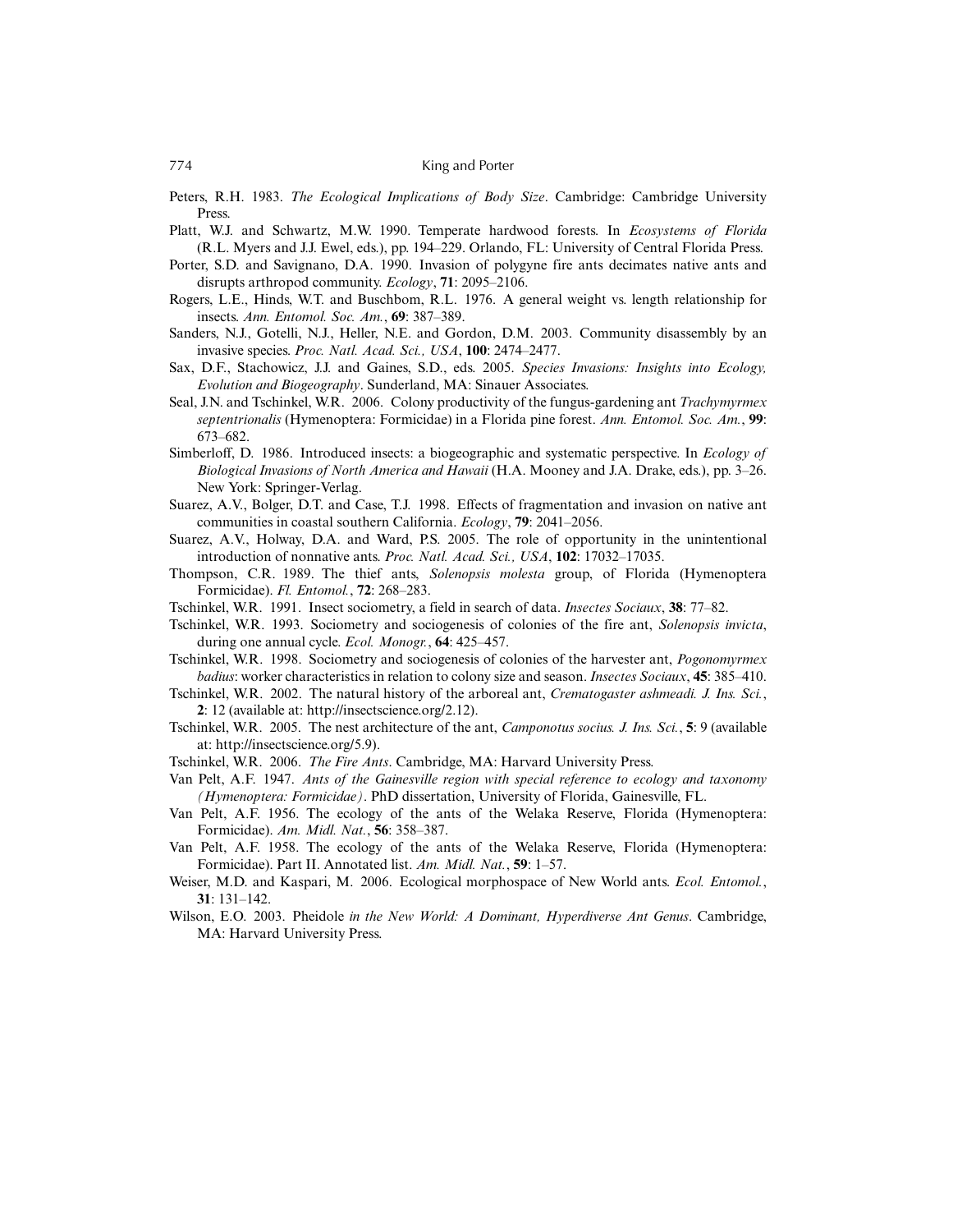Peters, R.H. 1983. *The Ecological Implications of Body Size*. Cambridge: Cambridge University Press.

Platt, W.J. and Schwartz, M.W. 1990. Temperate hardwood forests. In *Ecosystems of Florida* (R.L. Myers and J.J. Ewel, eds.), pp. 194–229. Orlando, FL: University of Central Florida Press.

Porter, S.D. and Savignano, D.A. 1990. Invasion of polygyne fire ants decimates native ants and disrupts arthropod community. *Ecology*, **71**: 2095–2106.

Rogers, L.E., Hinds, W.T. and Buschbom, R.L. 1976. A general weight vs. length relationship for insects. *Ann. Entomol. Soc. Am.*, **69**: 387–389.

Sanders, N.J., Gotelli, N.J., Heller, N.E. and Gordon, D.M. 2003. Community disassembly by an invasive species. *Proc. Natl. Acad. Sci., USA*, **100**: 2474–2477.

Sax, D.F., Stachowicz, J.J. and Gaines, S.D., eds. 2005. *Species Invasions: Insights into Ecology, Evolution and Biogeography*. Sunderland, MA: Sinauer Associates.

Seal, J.N. and Tschinkel, W.R. 2006. Colony productivity of the fungus-gardening ant *Trachymyrmex septentrionalis* (Hymenoptera: Formicidae) in a Florida pine forest. *Ann. Entomol. Soc. Am.*, **99**: 673–682.

Simberloff, D. 1986. Introduced insects: a biogeographic and systematic perspective. In *Ecology of Biological Invasions of North America and Hawaii* (H.A. Mooney and J.A. Drake, eds.), pp. 3–26. New York: Springer-Verlag.

Suarez, A.V., Bolger, D.T. and Case, T.J. 1998. Effects of fragmentation and invasion on native ant communities in coastal southern California. *Ecology*, **79**: 2041–2056.

Suarez, A.V., Holway, D.A. and Ward, P.S. 2005. The role of opportunity in the unintentional introduction of nonnative ants. *Proc. Natl. Acad. Sci., USA*, **102**: 17032–17035.

Thompson, C.R. 1989. The thief ants, *Solenopsis molesta* group, of Florida (Hymenoptera Formicidae). *Fl. Entomol.*, **72**: 268–283.

Tschinkel, W.R. 1991. Insect sociometry, a field in search of data. *Insectes Sociaux*, **38**: 77–82.

Tschinkel, W.R. 1993. Sociometry and sociogenesis of colonies of the fire ant, *Solenopsis invicta*, during one annual cycle. *Ecol. Monogr.*, **64**: 425–457.

Tschinkel, W.R. 1998. Sociometry and sociogenesis of colonies of the harvester ant, *Pogonomyrmex badius*: worker characteristics in relation to colony size and season. *Insectes Sociaux*, **45**: 385–410.

Tschinkel, W.R. 2002. The natural history of the arboreal ant, *Crematogaster ashmeadi. J. Ins. Sci.*, **2**: 12 (available at: http://insectscience.org/2.12).

Tschinkel, W.R. 2005. The nest architecture of the ant, *Camponotus socius. J. Ins. Sci.*, **5**: 9 (available at: http://insectscience.org/5.9).

Tschinkel, W.R. 2006. *The Fire Ants*. Cambridge, MA: Harvard University Press.

Van Pelt, A.F. 1947. *Ants of the Gainesville region with special reference to ecology and taxonomy (Hymenoptera: Formicidae)*. PhD dissertation, University of Florida, Gainesville, FL.

Van Pelt, A.F. 1956. The ecology of the ants of the Welaka Reserve, Florida (Hymenoptera: Formicidae). *Am. Midl. Nat.*, **56**: 358–387.

Van Pelt, A.F. 1958. The ecology of the ants of the Welaka Reserve, Florida (Hymenoptera: Formicidae). Part II. Annotated list. *Am. Midl. Nat.*, **59**: 1–57.

Weiser, M.D. and Kaspari, M. 2006. Ecological morphospace of New World ants. *Ecol. Entomol.*, **31**: 131–142.

Wilson, E.O. 2003. Pheidole *in the New World: A Dominant, Hyperdiverse Ant Genus*. Cambridge, MA: Harvard University Press.